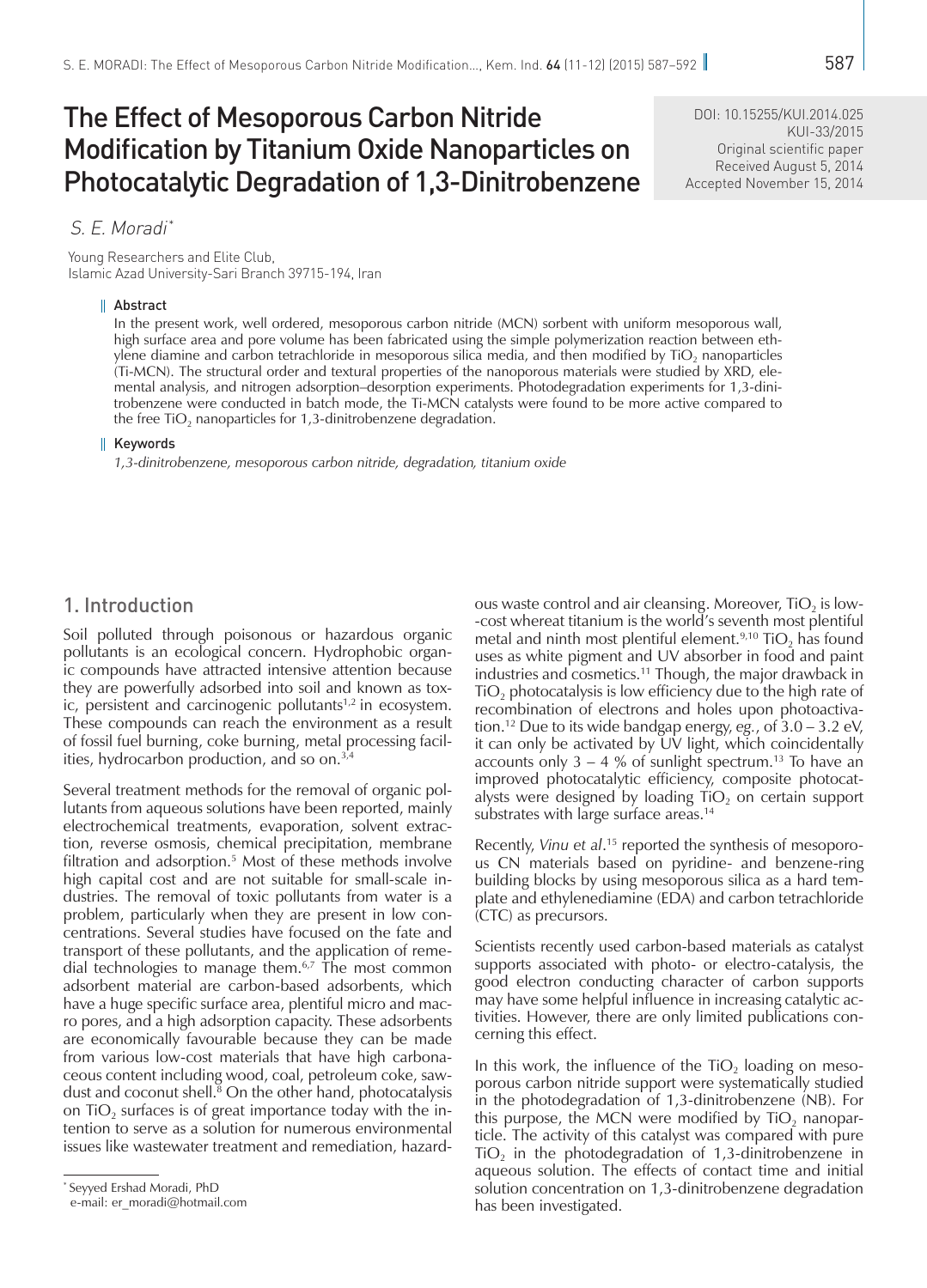# The Effect of Mesoporous Carbon Nitride Modification by Titanium Oxide Nanoparticles on Photocatalytic Degradation of 1,3-Dinitrobenzene

DOI: 10.15255/KUI.2014.025
KUI-33/2015
Original scientific paper
Received August 5, 2014
Accepted November 15, 2014

*S. E. Moradi**

Young Researchers and Elite Club,
Islamic Azad University-Sari Branch 39715-194, Iran

## Abstract

In the present work, well ordered, mesoporous carbon nitride (MCN) sorbent with uniform mesoporous wall, high surface area and pore volume has been fabricated using the simple polymerization reaction between ethylene diamine and carbon tetrachloride in mesoporous silica media, and then modified by $TiO_2$ nanoparticles (Ti-MCN). The structural order and textural properties of the nanoporous materials were studied by XRD, elemental analysis, and nitrogen adsorption–desorption experiments. Photodegradation experiments for 1,3-dinitrobenzene were conducted in batch mode, the Ti-MCN catalysts were found to be more active compared to the free $TiO_2$ nanoparticles for 1,3-dinitrobenzene degradation.

## Keywords

*1,3-dinitrobenzene, mesoporous carbon nitride, degradation, titanium oxide*

## 1. Introduction

Soil polluted through poisonous or hazardous organic pollutants is an ecological concern. Hydrophobic organic compounds have attracted intensive attention because they are powerfully adsorbed into soil and known as toxic, persistent and carcinogenic pollutants[1,2] in ecosystem. These compounds can reach the environment as a result of fossil fuel burning, coke burning, metal processing facilities, hydrocarbon production, and so on.[3,4]

Several treatment methods for the removal of organic pollutants from aqueous solutions have been reported, mainly electrochemical treatments, evaporation, solvent extraction, reverse osmosis, chemical precipitation, membrane filtration and adsorption.[5] Most of these methods involve high capital cost and are not suitable for small-scale industries. The removal of toxic pollutants from water is a problem, particularly when they are present in low concentrations. Several studies have focused on the fate and transport of these pollutants, and the application of remedial technologies to manage them.[6,7] The most common adsorbent material are carbon-based adsorbents, which have a huge specific surface area, plentiful micro and macro pores, and a high adsorption capacity. These adsorbents are economically favourable because they can be made from various low-cost materials that have high carbonaceous content including wood, coal, petroleum coke, sawdust and coconut shell.[8] On the other hand, photocatalysis on $TiO_2$ surfaces is of great importance today with the intention to serve as a solution for numerous environmental issues like wastewater treatment and remediation, hazardous waste control and air cleansing. Moreover, $TiO_2$ is low-cost whereat titanium is the world's seventh most plentiful metal and ninth most plentiful element.[9,10] $TiO_2$ has found uses as white pigment and UV absorber in food and paint industries and cosmetics.[11] Though, the major drawback in $TiO_2$ photocatalysis is low efficiency due to the high rate of recombination of electrons and holes upon photoactivation.[12] Due to its wide bandgap energy, *eg.*, of 3.0 – 3.2 eV, it can only be activated by UV light, which coincidentally accounts only 3 – 4 % of sunlight spectrum.[13] To have an improved photocatalytic efficiency, composite photocatalysts were designed by loading $TiO_2$ on certain support substrates with large surface areas.[14]

Recently, *Vinu et al*.[15] reported the synthesis of mesoporous CN materials based on pyridine- and benzene-ring building blocks by using mesoporous silica as a hard template and ethylenediamine (EDA) and carbon tetrachloride (CTC) as precursors.

Scientists recently used carbon-based materials as catalyst supports associated with photo- or electro-catalysis, the good electron conducting character of carbon supports may have some helpful influence in increasing catalytic activities. However, there are only limited publications concerning this effect.

In this work, the influence of the $TiO_2$ loading on mesoporous carbon nitride support were systematically studied in the photodegradation of 1,3-dinitrobenzene (NB). For this purpose, the MCN were modified by $TiO_2$ nanoparticle. The activity of this catalyst was compared with pure $TiO_2$ in the photodegradation of 1,3-dinitrobenzene in aqueous solution. The effects of contact time and initial solution concentration on 1,3-dinitrobenzene degradation has been investigated.

\* Seyyed Ershad Moradi, PhD
e-mail: er_moradi@hotmail.com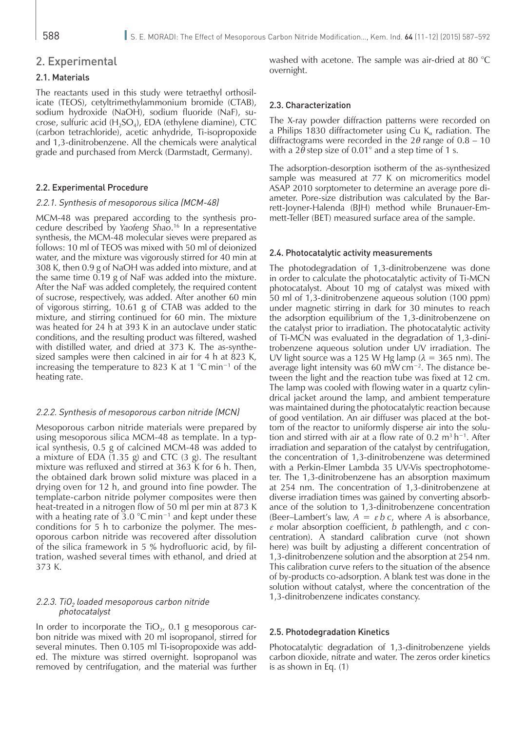## 2. Experimental

### 2.1. Materials

The reactants used in this study were tetraethyl orthosilicate (TEOS), cetyltrimethylammonium bromide (CTAB), sodium hydroxide (NaOH), sodium fluoride (NaF), sucrose, sulfuric acid ($H_2SO_4$), EDA (ethylene diamine), CTC (carbon tetrachloride), acetic anhydride, Ti-isopropoxide and 1,3-dinitrobenzene. All the chemicals were analytical grade and purchased from Merck (Darmstadt, Germany).

### 2.2. Experimental Procedure

#### *2.2.1. Synthesis of mesoporous silica (MCM-48)*

MCM-48 was prepared according to the synthesis procedure described by *Yaofeng Shao*.[16] In a representative synthesis, the MCM-48 molecular sieves were prepared as follows: 10 ml of TEOS was mixed with 50 ml of deionized water, and the mixture was vigorously stirred for 40 min at 308 K, then 0.9 g of NaOH was added into mixture, and at the same time 0.19 g of NaF was added into the mixture. After the NaF was added completely, the required content of sucrose, respectively, was added. After another 60 min of vigorous stirring, 10.61 g of CTAB was added to the mixture, and stirring continued for 60 min. The mixture was heated for 24 h at 393 K in an autoclave under static conditions, and the resulting product was filtered, washed with distilled water, and dried at 373 K. The as-synthesized samples were then calcined in air for 4 h at 823 K, increasing the temperature to 823 K at 1 °C min$^{-1}$ of the heating rate.

#### *2.2.2. Synthesis of mesoporous carbon nitride (MCN)*

Mesoporous carbon nitride materials were prepared by using mesoporous silica MCM-48 as template. In a typical synthesis, 0.5 g of calcined MCM-48 was added to a mixture of EDA (1.35 g) and CTC (3 g). The resultant mixture was refluxed and stirred at 363 K for 6 h. Then, the obtained dark brown solid mixture was placed in a drying oven for 12 h, and ground into fine powder. The template-carbon nitride polymer composites were then heat-treated in a nitrogen flow of 50 ml per min at 873 K with a heating rate of 3.0 °C min$^{-1}$ and kept under these conditions for 5 h to carbonize the polymer. The mesoporous carbon nitride was recovered after dissolution of the silica framework in 5 % hydrofluoric acid, by filtration, washed several times with ethanol, and dried at 373 K.

#### *2.2.3. $TiO_2$ loaded mesoporous carbon nitride photocatalyst*

In order to incorporate the $TiO_2$, 0.1 g mesoporous carbon nitride was mixed with 20 ml isopropanol, stirred for several minutes. Then 0.105 ml Ti-isopropoxide was added. The mixture was stirred overnight. Isopropanol was removed by centrifugation, and the material was further washed with acetone. The sample was air-dried at 80 °C overnight.

### 2.3. Characterization

The X-ray powder diffraction patterns were recorded on a Philips 1830 diffractometer using Cu $K_\alpha$ radiation. The diffractograms were recorded in the $2\theta$ range of 0.8 – 10 with a $2\theta$ step size of 0.01° and a step time of 1 s.

The adsorption-desorption isotherm of the as-synthesized sample was measured at 77 K on micromeritics model ASAP 2010 sorptometer to determine an average pore diameter. Pore-size distribution was calculated by the Barrett-Joyner-Halenda (BJH) method while Brunauer-Emmett-Teller (BET) measured surface area of the sample.

### 2.4. Photocatalytic activity measurements

The photodegradation of 1,3-dinitrobenzene was done in order to calculate the photocatalytic activity of Ti-MCN photocatalyst. About 10 mg of catalyst was mixed with 50 ml of 1,3-dinitrobenzene aqueous solution (100 ppm) under magnetic stirring in dark for 30 minutes to reach the adsorption equilibrium of the 1,3-dinitrobenzene on the catalyst prior to irradiation. The photocatalytic activity of Ti-MCN was evaluated in the degradation of 1,3-dinitrobenzene aqueous solution under UV irradiation. The UV light source was a 125 W Hg lamp ($\lambda = 365$ nm). The average light intensity was 60 mW cm$^{-2}$. The distance between the light and the reaction tube was fixed at 12 cm. The lamp was cooled with flowing water in a quartz cylindrical jacket around the lamp, and ambient temperature was maintained during the photocatalytic reaction because of good ventilation. An air diffuser was placed at the bottom of the reactor to uniformly disperse air into the solution and stirred with air at a flow rate of 0.2 m$^3$ h$^{-1}$. After irradiation and separation of the catalyst by centrifugation, the concentration of 1,3-dinitrobenzene was determined with a Perkin-Elmer Lambda 35 UV-Vis spectrophotometer. The 1,3-dinitrobenzene has an absorption maximum at 254 nm. The concentration of 1,3-dinitrobenzene at diverse irradiation times was gained by converting absorbance of the solution to 1,3-dinitrobenzene concentration (Beer–Lambert's law, $A = \varepsilon\, b\, c$, where $A$ is absorbance, $\varepsilon$ molar absorption coefficient, $b$ pathlength, and $c$ concentration). A standard calibration curve (not shown here) was built by adjusting a different concentration of 1,3-dinitrobenzene solution and the absorption at 254 nm. This calibration curve refers to the situation of the absence of by-products co-adsorption. A blank test was done in the solution without catalyst, where the concentration of the 1,3-dinitrobenzene indicates constancy.

### 2.5. Photodegradation Kinetics

Photocatalytic degradation of 1,3-dinitrobenzene yields carbon dioxide, nitrate and water. The zeros order kinetics is as shown in Eq. (1)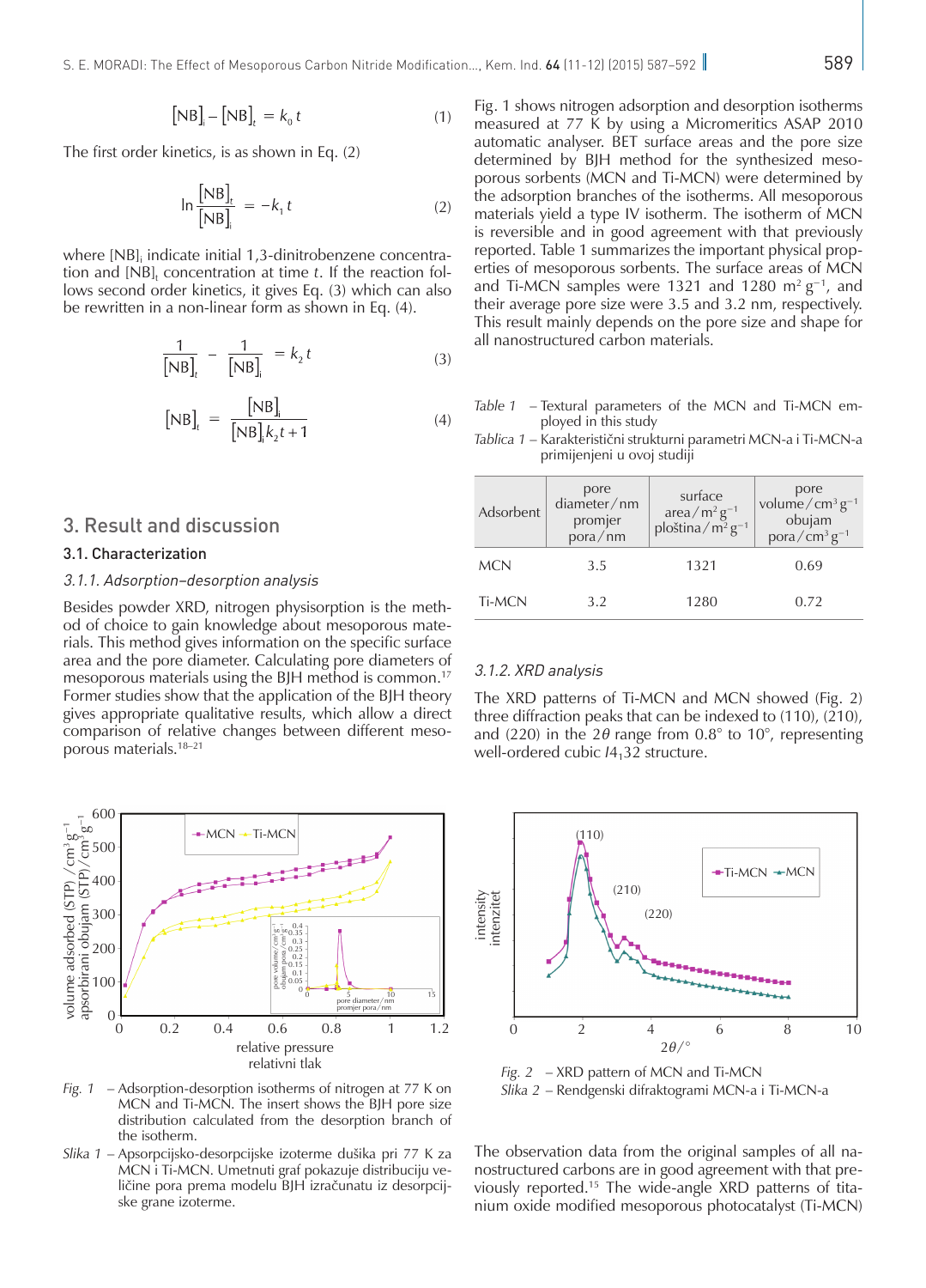$$[NB]_i - [NB]_t = k_0 t \quad (1)$$

The first order kinetics, is as shown in Eq. (2)

$$\ln \frac{[NB]_t}{[NB]_i} = -k_1 t \quad (2)$$

where $[NB]_i$ indicate initial 1,3-dinitrobenzene concentration and $[NB]_t$ concentration at time $t$. If the reaction follows second order kinetics, it gives Eq. (3) which can also be rewritten in a non-linear form as shown in Eq. (4).

$$\frac{1}{[NB]_t} - \frac{1}{[NB]_i} = k_2 t \quad (3)$$

$$[NB]_t = \frac{[NB]_i}{[NB]_i k_2 t + 1} \quad (4)$$

## 3. Result and discussion

### 3.1. Characterization

#### *3.1.1. Adsorption–desorption analysis*

Besides powder XRD, nitrogen physisorption is the method of choice to gain knowledge about mesoporous materials. This method gives information on the specific surface area and the pore diameter. Calculating pore diameters of mesoporous materials using the BJH method is common.[17] Former studies show that the application of the BJH theory gives appropriate qualitative results, which allow a direct comparison of relative changes between different mesoporous materials.[18–21]

Fig. 1 – Adsorption-desorption isotherms of nitrogen at 77 K on MCN and Ti-MCN. The insert shows the BJH pore size distribution calculated from the desorption branch of the isotherm.

Slika 1 – Apsorpcijsko-desorpcijske izoterme dušika pri 77 K za MCN i Ti-MCN. Umetnuti graf pokazuje distribuciju veličine pora prema modelu BJH izračunatu iz desorpcijske grane izoterme.

Fig. 1 shows nitrogen adsorption and desorption isotherms measured at 77 K by using a Micromeritics ASAP 2010 automatic analyser. BET surface areas and the pore size determined by BJH method for the synthesized mesoporous sorbents (MCN and Ti-MCN) were determined by the adsorption branches of the isotherms. All mesoporous materials yield a type IV isotherm. The isotherm of MCN is reversible and in good agreement with that previously reported. Table 1 summarizes the important physical properties of mesoporous sorbents. The surface areas of MCN and Ti-MCN samples were 1321 and 1280 $m^2 g^{-1}$, and their average pore size were 3.5 and 3.2 nm, respectively. This result mainly depends on the pore size and shape for all nanostructured carbon materials.

*Table 1* – Textural parameters of the MCN and Ti-MCN employed in this study

*Tablica 1* – Karakteristični strukturni parametri MCN-a i Ti-MCN-a primijenjeni u ovoj studiji

| Adsorbent | pore diameter / nm promjer pora / nm | surface area / $m^2 g^{-1}$ ploština / $m^2 g^{-1}$ | pore volume / $cm^3 g^{-1}$ obujam pora / $cm^3 g^{-1}$ |
|---|---|---|---|
| MCN | 3.5 | 1321 | 0.69 |
| Ti-MCN | 3.2 | 1280 | 0.72 |

#### *3.1.2. XRD analysis*

The XRD patterns of Ti-MCN and MCN showed (Fig. 2) three diffraction peaks that can be indexed to (110), (210), and (220) in the $2\theta$ range from 0.8° to 10°, representing well-ordered cubic $I4_132$ structure.

Fig. 2 – XRD pattern of MCN and Ti-MCN

Slika 2 – Rendgenski difraktogrami MCN-a i Ti-MCN-a

The observation data from the original samples of all nanostructured carbons are in good agreement with that previously reported.[15] The wide-angle XRD patterns of titanium oxide modified mesoporous photocatalyst (Ti-MCN)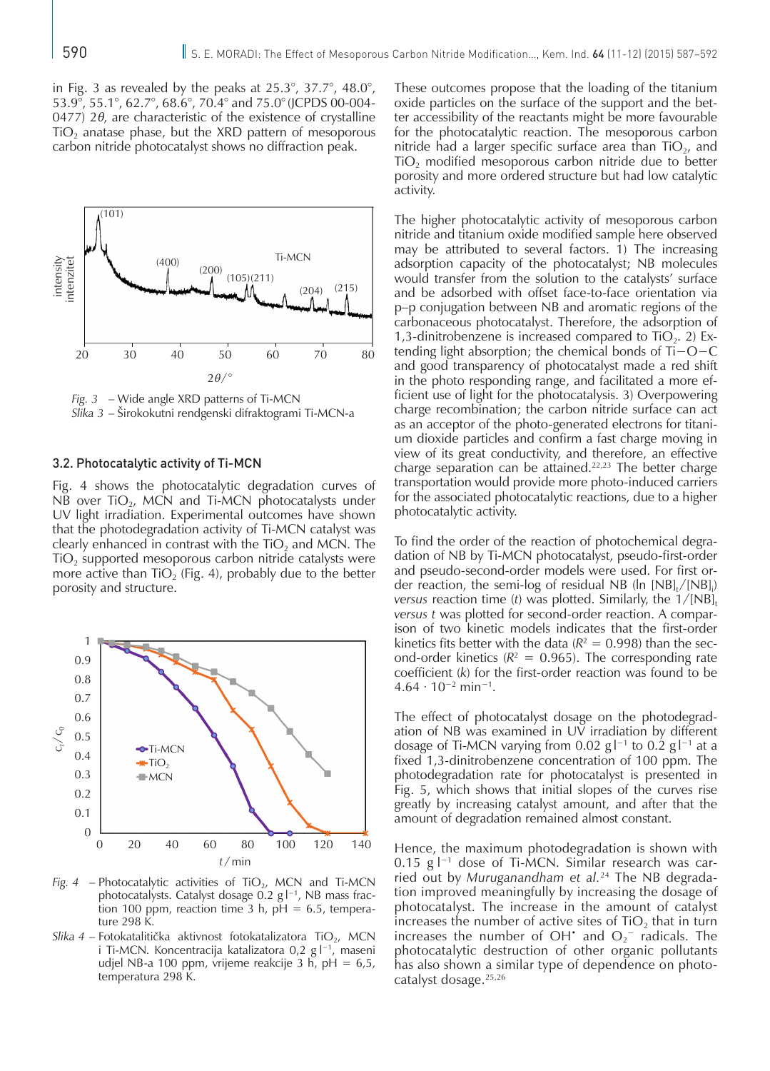in Fig. 3 as revealed by the peaks at 25.3°, 37.7°, 48.0°, 53.9°, 55.1°, 62.7°, 68.6°, 70.4° and 75.0° (JCPDS 00-004-0477) 2$\theta$, are characteristic of the existence of crystalline $TiO_2$ anatase phase, but the XRD pattern of mesoporous carbon nitride photocatalyst shows no diffraction peak.

*Fig. 3* – Wide angle XRD patterns of Ti-MCN
*Slika 3* – Širokokutni rendgenski difraktogrami Ti-MCN-a

### 3.2. Photocatalytic activity of Ti-MCN

Fig. 4 shows the photocatalytic degradation curves of NB over $TiO_2$, MCN and Ti-MCN photocatalysts under UV light irradiation. Experimental outcomes have shown that the photodegradation activity of Ti-MCN catalyst was clearly enhanced in contrast with the $TiO_2$ and MCN. The $TiO_2$ supported mesoporous carbon nitride catalysts were more active than $TiO_2$ (Fig. 4), probably due to the better porosity and structure.

*Fig. 4* – Photocatalytic activities of $TiO_2$, MCN and Ti-MCN photocatalysts. Catalyst dosage 0.2 g l$^{-1}$, NB mass fraction 100 ppm, reaction time 3 h, pH = 6.5, temperature 298 K.
*Slika 4* – Fotokatalitička aktivnost fotokatalizatora $TiO_2$, MCN i Ti-MCN. Koncentracija katalizatora 0,2 g l$^{-1}$, maseni udjel NB-a 100 ppm, vrijeme reakcije 3 h, pH = 6,5, temperatura 298 K.

These outcomes propose that the loading of the titanium oxide particles on the surface of the support and the better accessibility of the reactants might be more favourable for the photocatalytic reaction. The mesoporous carbon nitride had a larger specific surface area than $TiO_2$, and $TiO_2$ modified mesoporous carbon nitride due to better porosity and more ordered structure but had low catalytic activity.

The higher photocatalytic activity of mesoporous carbon nitride and titanium oxide modified sample here observed may be attributed to several factors. 1) The increasing adsorption capacity of the photocatalyst; NB molecules would transfer from the solution to the catalysts' surface and be adsorbed with offset face-to-face orientation via p–p conjugation between NB and aromatic regions of the carbonaceous photocatalyst. Therefore, the adsorption of 1,3-dinitrobenzene is increased compared to $TiO_2$. 2) Extending light absorption; the chemical bonds of Ti−O−C and good transparency of photocatalyst made a red shift in the photo responding range, and facilitated a more efficient use of light for the photocatalysis. 3) Overpowering charge recombination; the carbon nitride surface can act as an acceptor of the photo-generated electrons for titanium dioxide particles and confirm a fast charge moving in view of its great conductivity, and therefore, an effective charge separation can be attained.[22,23] The better charge transportation would provide more photo-induced carriers for the associated photocatalytic reactions, due to a higher photocatalytic activity.

To find the order of the reaction of photochemical degradation of NB by Ti-MCN photocatalyst, pseudo-first-order and pseudo-second-order models were used. For first order reaction, the semi-log of residual NB (ln $[NB]_t/[NB]_i$) *versus* reaction time ($t$) was plotted. Similarly, the $1/[NB]_t$ *versus* $t$ was plotted for second-order reaction. A comparison of two kinetic models indicates that the first-order kinetics fits better with the data ($R^2$ = 0.998) than the second-order kinetics ($R^2$ = 0.965). The corresponding rate coefficient ($k$) for the first-order reaction was found to be $4.64 \cdot 10^{-2}$ min$^{-1}$.

The effect of photocatalyst dosage on the photodegradation of NB was examined in UV irradiation by different dosage of Ti-MCN varying from 0.02 g l$^{-1}$ to 0.2 g l$^{-1}$ at a fixed 1,3-dinitrobenzene concentration of 100 ppm. The photodegradation rate for photocatalyst is presented in Fig. 5, which shows that initial slopes of the curves rise greatly by increasing catalyst amount, and after that the amount of degradation remained almost constant.

Hence, the maximum photodegradation is shown with 0.15 g l$^{-1}$ dose of Ti-MCN. Similar research was carried out by *Muruganandham et al.*[24] The NB degradation improved meaningfully by increasing the dosage of photocatalyst. The increase in the amount of catalyst increases the number of active sites of $TiO_2$ that in turn increases the number of $OH^{\bullet}$ and $O_2^{-}$ radicals. The photocatalytic destruction of other organic pollutants has also shown a similar type of dependence on photocatalyst dosage.[25,26]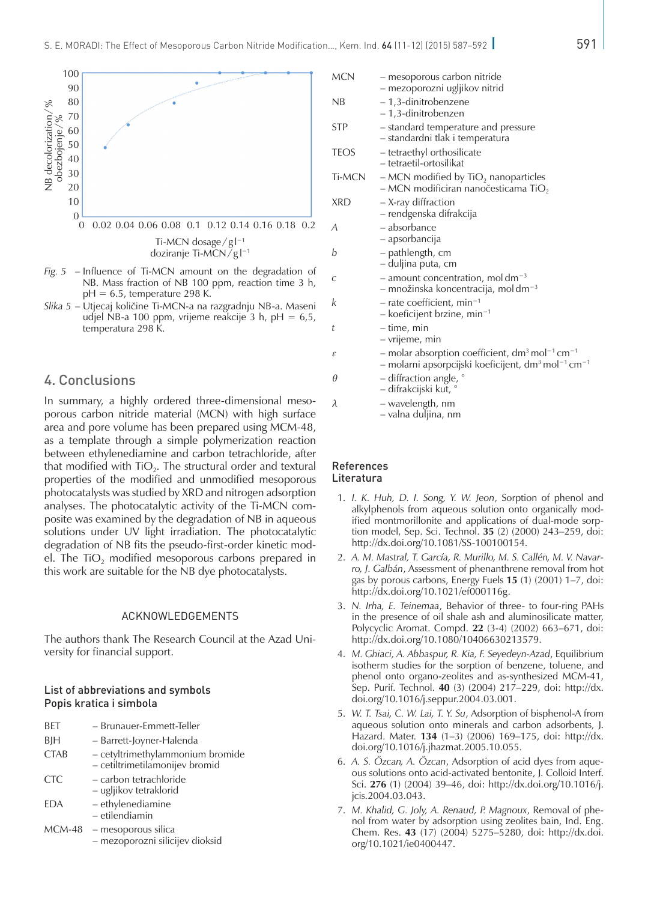*Fig. 5* – Influence of Ti-MCN amount on the degradation of NB. Mass fraction of NB 100 ppm, reaction time 3 h, pH = 6.5, temperature 298 K.

*Slika 5* – Utjecaj količine Ti-MCN-a na razgradnju NB-a. Maseni udjel NB-a 100 ppm, vrijeme reakcije 3 h, pH = 6,5, temperatura 298 K.

## 4. Conclusions

In summary, a highly ordered three-dimensional mesoporous carbon nitride material (MCN) with high surface area and pore volume has been prepared using MCM-48, as a template through a simple polymerization reaction between ethylenediamine and carbon tetrachloride, after that modified with $TiO_2$. The structural order and textural properties of the modified and unmodified mesoporous photocatalysts was studied by XRD and nitrogen adsorption analyses. The photocatalytic activity of the Ti-MCN composite was examined by the degradation of NB in aqueous solutions under UV light irradiation. The photocatalytic degradation of NB fits the pseudo-first-order kinetic model. The $TiO_2$ modified mesoporous carbons prepared in this work are suitable for the NB dye photocatalysts.

### ACKNOWLEDGEMENTS

The authors thank The Research Council at the Azad University for financial support.

### List of abbreviations and symbols
### Popis kratica i simbola

| | |
|---|---|
| BET | – Brunauer-Emmett-Teller |
| BJH | – Barrett-Joyner-Halenda |
| CTAB | – cetyltrimethylammonium bromide<br>– cetiltrimetilamonijev bromid |
| CTC | – carbon tetrachloride<br>– ugljikov tetraklorid |
| EDA | – ethylenediamine<br>– etilendiamin |
| MCM-48 | – mesoporous silica<br>– mezoporozni silicijev dioksid |
| MCN | – mesoporous carbon nitride<br>– mezoporozni ugljikov nitrid |
| NB | – 1,3-dinitrobenzene<br>– 1,3-dinitrobenzen |
| STP | – standard temperature and pressure<br>– standardni tlak i temperatura |
| TEOS | – tetraethyl orthosilicate<br>– tetraetil-ortosilikat |
| Ti-MCN | – MCN modified by $TiO_2$ nanoparticles<br>– MCN modificiran nanočesticama $TiO_2$ |
| XRD | – X-ray diffraction<br>– rendgenska difrakcija |
| $A$ | – absorbance<br>– apsorbancija |
| $b$ | – pathlength, cm<br>– duljina puta, cm |
| $c$ | – amount concentration, mol dm$^{-3}$<br>– množinska koncentracija, mol dm$^{-3}$ |
| $k$ | – rate coefficient, min$^{-1}$<br>– koeficijent brzine, min$^{-1}$ |
| $t$ | – time, min<br>– vrijeme, min |
| $\varepsilon$ | – molar absorption coefficient, dm$^3$ mol$^{-1}$ cm$^{-1}$<br>– molarni apsorpcijski koeficijent, dm$^3$ mol$^{-1}$ cm$^{-1}$ |
| $\theta$ | – diffraction angle, °<br>– difrakcijski kut, ° |
| $\lambda$ | – wavelength, nm<br>– valna duljina, nm |

### References
### Literatura

1. *I. K. Huh, D. I. Song, Y. W. Jeon*, Sorption of phenol and alkylphenols from aqueous solution onto organically modified montmorillonite and applications of dual-mode sorption model, Sep. Sci. Technol. **35** (2) (2000) 243–259, doi: http://dx.doi.org/10.1081/SS-100100154.
2. *A. M. Mastral, T. García, R. Murillo, M. S. Callén, M. V. Navarro, J. Galbán*, Assessment of phenanthrene removal from hot gas by porous carbons, Energy Fuels **15** (1) (2001) 1–7, doi: http://dx.doi.org/10.1021/ef000116g.
3. *N. Irha, E. Teinemaa*, Behavior of three- to four-ring PAHs in the presence of oil shale ash and aluminosilicate matter, Polycyclic Aromat. Compd. **22** (3-4) (2002) 663–671, doi: http://dx.doi.org/10.1080/10406630213579.
4. *M. Ghiaci, A. Abbaspur, R. Kia, F. Seyedeyn-Azad*, Equilibrium isotherm studies for the sorption of benzene, toluene, and phenol onto organo-zeolites and as-synthesized MCM-41, Sep. Purif. Technol. **40** (3) (2004) 217–229, doi: http://dx.doi.org/10.1016/j.seppur.2004.03.001.
5. *W. T. Tsai, C. W. Lai, T. Y. Su*, Adsorption of bisphenol-A from aqueous solution onto minerals and carbon adsorbents, J. Hazard. Mater. **134** (1–3) (2006) 169–175, doi: http://dx.doi.org/10.1016/j.jhazmat.2005.10.055.
6. *A. S. Özcan, A. Özcan*, Adsorption of acid dyes from aqueous solutions onto acid-activated bentonite, J. Colloid Interf. Sci. **276** (1) (2004) 39–46, doi: http://dx.doi.org/10.1016/j.jcis.2004.03.043.
7. *M. Khalid, G. Joly, A. Renaud, P. Magnoux*, Removal of phenol from water by adsorption using zeolites bain, Ind. Eng. Chem. Res. **43** (17) (2004) 5275–5280, doi: http://dx.doi.org/10.1021/ie0400447.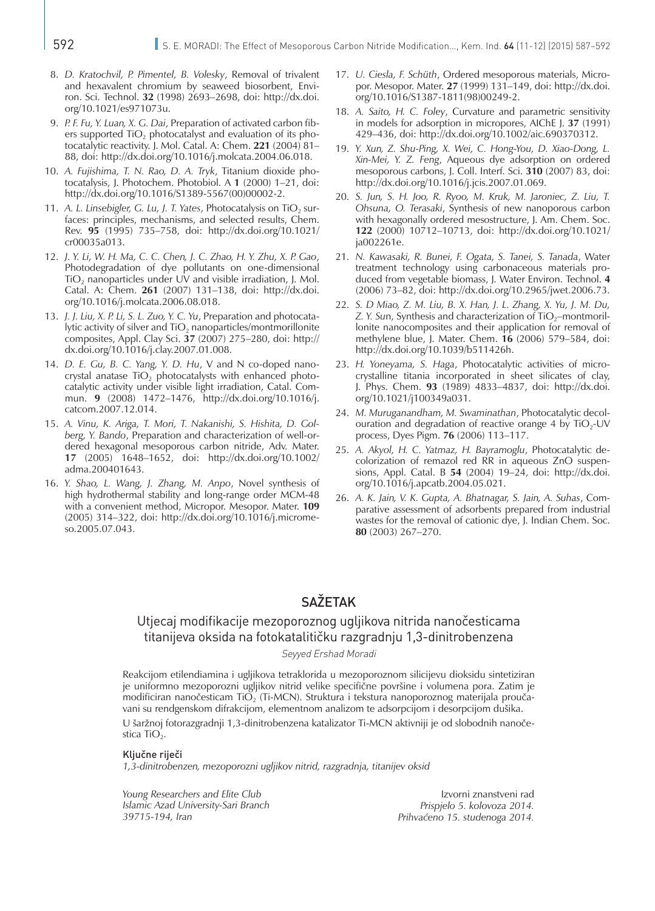8. *D. Kratochvil, P. Pimentel, B. Volesky*, Removal of trivalent and hexavalent chromium by seaweed biosorbent, Environ. Sci. Technol. **32** (1998) 2693–2698, doi: http://dx.doi.org/10.1021/es971073u.
9. *P. F. Fu, Y. Luan, X. G. Dai*, Preparation of activated carbon fibers supported $TiO_2$ photocatalyst and evaluation of its photocatalytic reactivity. J. Mol. Catal. A: Chem. **221** (2004) 81–88, doi: http://dx.doi.org/10.1016/j.molcata.2004.06.018.
10. *A. Fujishima, T. N. Rao, D. A. Tryk*, Titanium dioxide photocatalysis, J. Photochem. Photobiol. A **1** (2000) 1–21, doi: http://dx.doi.org/10.1016/S1389-5567(00)00002-2.
11. *A. L. Linsebigler, G. Lu, J. T. Yates*, Photocatalysis on $TiO_2$ surfaces: principles, mechanisms, and selected results, Chem. Rev. **95** (1995) 735–758, doi: http://dx.doi.org/10.1021/cr00035a013.
12. *J. Y. Li, W. H. Ma, C. C. Chen, J. C. Zhao, H. Y. Zhu, X. P. Gao*, Photodegradation of dye pollutants on one-dimensional $TiO_2$ nanoparticles under UV and visible irradiation, J. Mol. Catal. A: Chem. **261** (2007) 131–138, doi: http://dx.doi.org/10.1016/j.molcata.2006.08.018.
13. *J. J. Liu, X. P. Li, S. L. Zuo, Y. C. Yu*, Preparation and photocatalytic activity of silver and $TiO_2$ nanoparticles/montmorillonite composites, Appl. Clay Sci. **37** (2007) 275–280, doi: http://dx.doi.org/10.1016/j.clay.2007.01.008.
14. *D. E. Gu, B. C. Yang, Y. D. Hu*, V and N co-doped nanocrystal anatase $TiO_2$ photocatalysts with enhanced photocatalytic activity under visible light irradiation, Catal. Commun. **9** (2008) 1472–1476, http://dx.doi.org/10.1016/j.catcom.2007.12.014.
15. *A. Vinu, K. Ariga, T. Mori, T. Nakanishi, S. Hishita, D. Golberg, Y. Bando*, Preparation and characterization of well-ordered hexagonal mesoporous carbon nitride, Adv. Mater. **17** (2005) 1648–1652, doi: http://dx.doi.org/10.1002/adma.200401643.
16. *Y. Shao, L. Wang, J. Zhang, M. Anpo*, Novel synthesis of high hydrothermal stability and long-range order MCM-48 with a convenient method, Micropor. Mesopor. Mater. **109** (2005) 314–322, doi: http://dx.doi.org/10.1016/j.micromeso.2005.07.043.
17. *U. Ciesla, F. Schüth*, Ordered mesoporous materials, Micropor. Mesopor. Mater. **27** (1999) 131–149, doi: http://dx.doi.org/10.1016/S1387-1811(98)00249-2.
18. *A. Saito, H. C. Foley*, Curvature and parametric sensitivity in models for adsorption in micropores, AIChE J. **37** (1991) 429–436, doi: http://dx.doi.org/10.1002/aic.690370312.
19. *Y. Xun, Z. Shu-Ping, X. Wei, C. Hong-You, D. Xiao-Dong, L. Xin-Mei, Y. Z. Feng*, Aqueous dye adsorption on ordered mesoporous carbons, J. Coll. Interf. Sci. **310** (2007) 83, doi: http://dx.doi.org/10.1016/j.jcis.2007.01.069.
20. *S. Jun, S. H. Joo, R. Ryoo, M. Kruk, M. Jaroniec, Z. Liu, T. Ohsuna, O. Terasaki*, Synthesis of new nanoporous carbon with hexagonally ordered mesostructure, J. Am. Chem. Soc. **122** (2000) 10712–10713, doi: http://dx.doi.org/10.1021/ja002261e.
21. *N. Kawasaki, R. Bunei, F. Ogata, S. Tanei, S. Tanada*, Water treatment technology using carbonaceous materials produced from vegetable biomass, J. Water Environ. Technol. **4** (2006) 73–82, doi: http://dx.doi.org/10.2965/jwet.2006.73.
22. *S. D Miao, Z. M. Liu, B. X. Han, J. L. Zhang, X. Yu, J. M. Du, Z. Y. Sun*, Synthesis and characterization of $TiO_2$–montmorillonite nanocomposites and their application for removal of methylene blue, J. Mater. Chem. **16** (2006) 579–584, doi: http://dx.doi.org/10.1039/b511426h.
23. *H. Yoneyama, S. Haga*, Photocatalytic activities of microcrystalline titania incorporated in sheet silicates of clay, J. Phys. Chem. **93** (1989) 4833–4837, doi: http://dx.doi.org/10.1021/j100349a031.
24. *M. Muruganandham, M. Swaminathan*, Photocatalytic decolouration and degradation of reactive orange 4 by $TiO_2$-UV process, Dyes Pigm. **76** (2006) 113–117.
25. *A. Akyol, H. C. Yatmaz, H. Bayramoglu*, Photocatalytic decolorization of remazol red RR in aqueous ZnO suspensions, Appl. Catal. B **54** (2004) 19–24, doi: http://dx.doi.org/10.1016/j.apcatb.2004.05.021.
26. *A. K. Jain, V. K. Gupta, A. Bhatnagar, S. Jain, A. Suhas*, Comparative assessment of adsorbents prepared from industrial wastes for the removal of cationic dye, J. Indian Chem. Soc. **80** (2003) 267–270.

## SAŽETAK

### Utjecaj modifikacije mezoporoznog ugljikova nitrida nanočesticama titanijeva oksida na fotokatalitičku razgradnju 1,3-dinitrobenzena

*Seyyed Ershad Moradi*

Reakcijom etilendiamina i ugljikova tetraklorida u mezoporoznom silicijevu dioksidu sintetiziran je uniformno mezoporozni ugljikov nitrid velike specifične površine i volumena pora. Zatim je modificiran nanočesticam $TiO_2$ (Ti-MCN). Struktura i tekstura nanoporoznog materijala proučavani su rendgenskom difrakcijom, elementnom analizom te adsorpcijom i desorpcijom dušika.

U šaržnoj fotorazgradnji 1,3-dinitrobenzena katalizator Ti-MCN aktivniji je od slobodnih nanočestica $TiO_2$.

**Ključne riječi**

*1,3-dinitrobenzen, mezoporozni ugljikov nitrid, razgradnja, titanijev oksid*

*Young Researchers and Elite Club*
*Islamic Azad University-Sari Branch*
*39715-194, Iran*

Izvorni znanstveni rad
*Prispjelo 5. kolovoza 2014.*
*Prihvaćeno 15. studenoga 2014.*